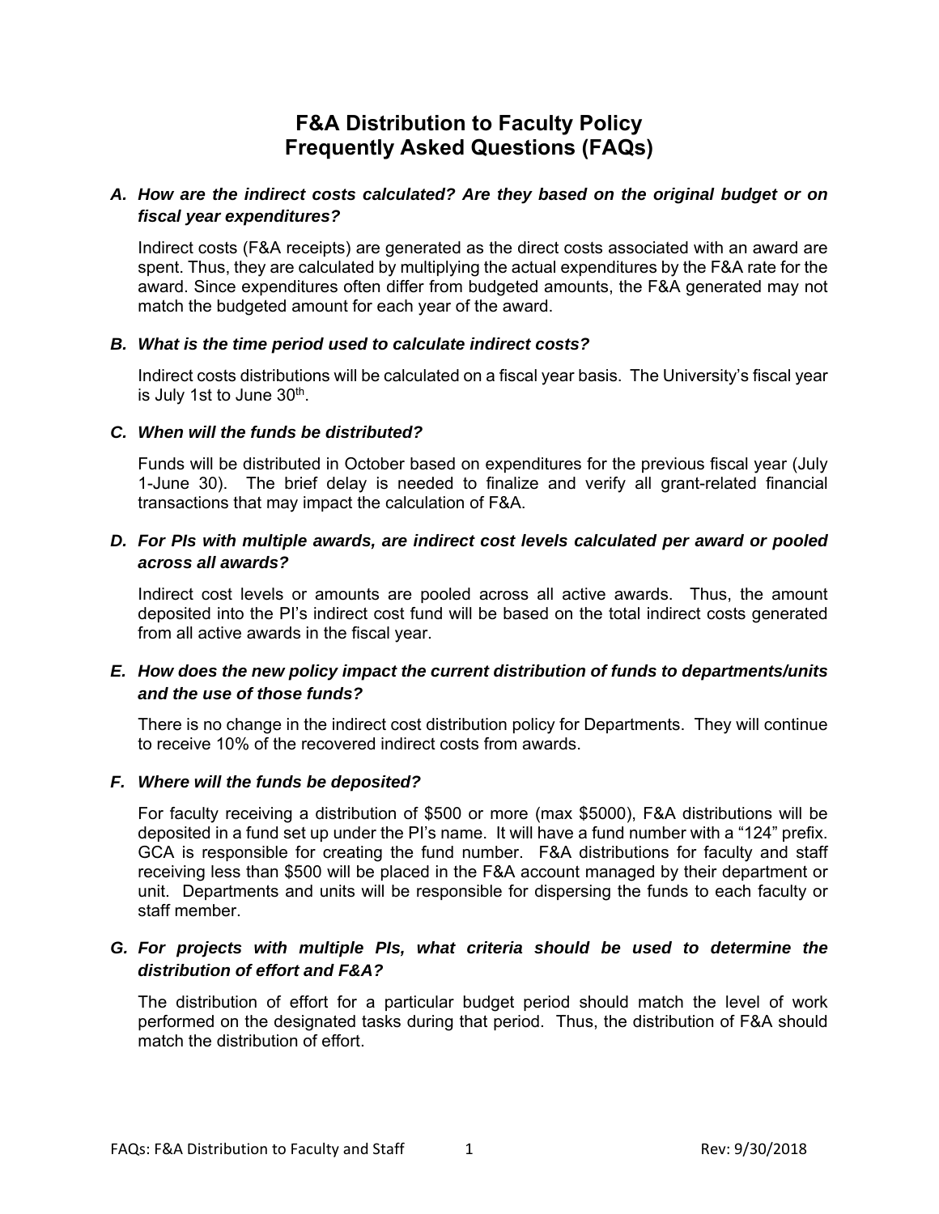# F&A Distribution to Faculty Policy
# Frequently Asked Questions (FAQs)

### *A. How are the indirect costs calculated? Are they based on the original budget or on fiscal year expenditures?*

Indirect costs (F&A receipts) are generated as the direct costs associated with an award are spent. Thus, they are calculated by multiplying the actual expenditures by the F&A rate for the award. Since expenditures often differ from budgeted amounts, the F&A generated may not match the budgeted amount for each year of the award.

### *B. What is the time period used to calculate indirect costs?*

Indirect costs distributions will be calculated on a fiscal year basis. The University's fiscal year is July 1st to June 30th.

### *C. When will the funds be distributed?*

Funds will be distributed in October based on expenditures for the previous fiscal year (July 1-June 30). The brief delay is needed to finalize and verify all grant-related financial transactions that may impact the calculation of F&A.

### *D. For PIs with multiple awards, are indirect cost levels calculated per award or pooled across all awards?*

Indirect cost levels or amounts are pooled across all active awards. Thus, the amount deposited into the PI's indirect cost fund will be based on the total indirect costs generated from all active awards in the fiscal year.

### *E. How does the new policy impact the current distribution of funds to departments/units and the use of those funds?*

There is no change in the indirect cost distribution policy for Departments. They will continue to receive 10% of the recovered indirect costs from awards.

### *F. Where will the funds be deposited?*

For faculty receiving a distribution of $500 or more (max $5000), F&A distributions will be deposited in a fund set up under the PI's name. It will have a fund number with a "124" prefix. GCA is responsible for creating the fund number. F&A distributions for faculty and staff receiving less than $500 will be placed in the F&A account managed by their department or unit. Departments and units will be responsible for dispersing the funds to each faculty or staff member.

### *G. For projects with multiple PIs, what criteria should be used to determine the distribution of effort and F&A?*

The distribution of effort for a particular budget period should match the level of work performed on the designated tasks during that period. Thus, the distribution of F&A should match the distribution of effort.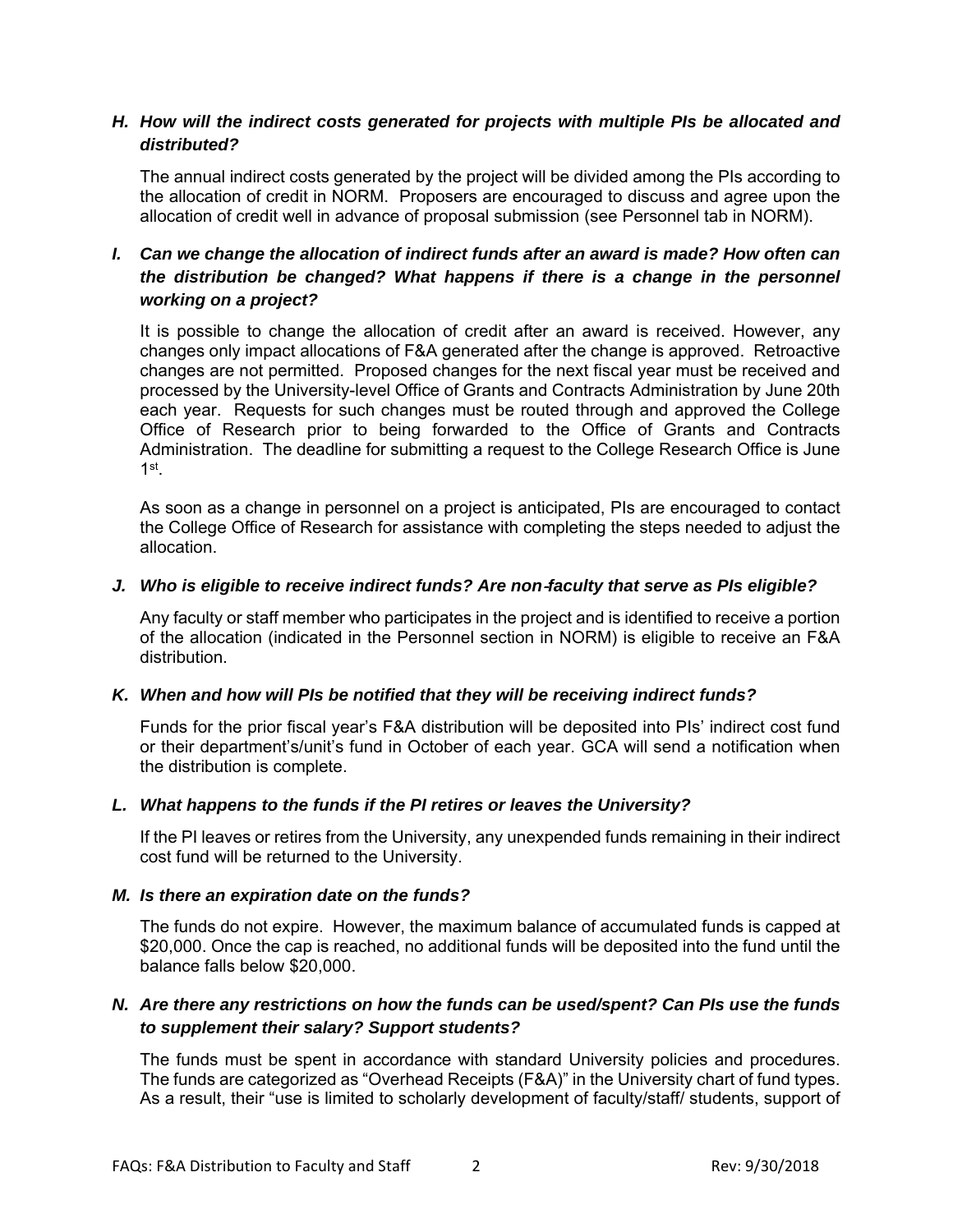### *H. How will the indirect costs generated for projects with multiple PIs be allocated and distributed?*

The annual indirect costs generated by the project will be divided among the PIs according to the allocation of credit in NORM. Proposers are encouraged to discuss and agree upon the allocation of credit well in advance of proposal submission (see Personnel tab in NORM).

### *I. Can we change the allocation of indirect funds after an award is made? How often can the distribution be changed? What happens if there is a change in the personnel working on a project?*

It is possible to change the allocation of credit after an award is received. However, any changes only impact allocations of F&A generated after the change is approved. Retroactive changes are not permitted. Proposed changes for the next fiscal year must be received and processed by the University-level Office of Grants and Contracts Administration by June 20th each year. Requests for such changes must be routed through and approved the College Office of Research prior to being forwarded to the Office of Grants and Contracts Administration. The deadline for submitting a request to the College Research Office is June 1st.

As soon as a change in personnel on a project is anticipated, PIs are encouraged to contact the College Office of Research for assistance with completing the steps needed to adjust the allocation.

### *J. Who is eligible to receive indirect funds? Are non-faculty that serve as PIs eligible?*

Any faculty or staff member who participates in the project and is identified to receive a portion of the allocation (indicated in the Personnel section in NORM) is eligible to receive an F&A distribution.

### *K. When and how will PIs be notified that they will be receiving indirect funds?*

Funds for the prior fiscal year's F&A distribution will be deposited into PIs' indirect cost fund or their department's/unit's fund in October of each year. GCA will send a notification when the distribution is complete.

### *L. What happens to the funds if the PI retires or leaves the University?*

If the PI leaves or retires from the University, any unexpended funds remaining in their indirect cost fund will be returned to the University.

### *M. Is there an expiration date on the funds?*

The funds do not expire. However, the maximum balance of accumulated funds is capped at \$20,000. Once the cap is reached, no additional funds will be deposited into the fund until the balance falls below \$20,000.

### *N. Are there any restrictions on how the funds can be used/spent? Can PIs use the funds to supplement their salary? Support students?*

The funds must be spent in accordance with standard University policies and procedures. The funds are categorized as "Overhead Receipts (F&A)" in the University chart of fund types. As a result, their "use is limited to scholarly development of faculty/staff/ students, support of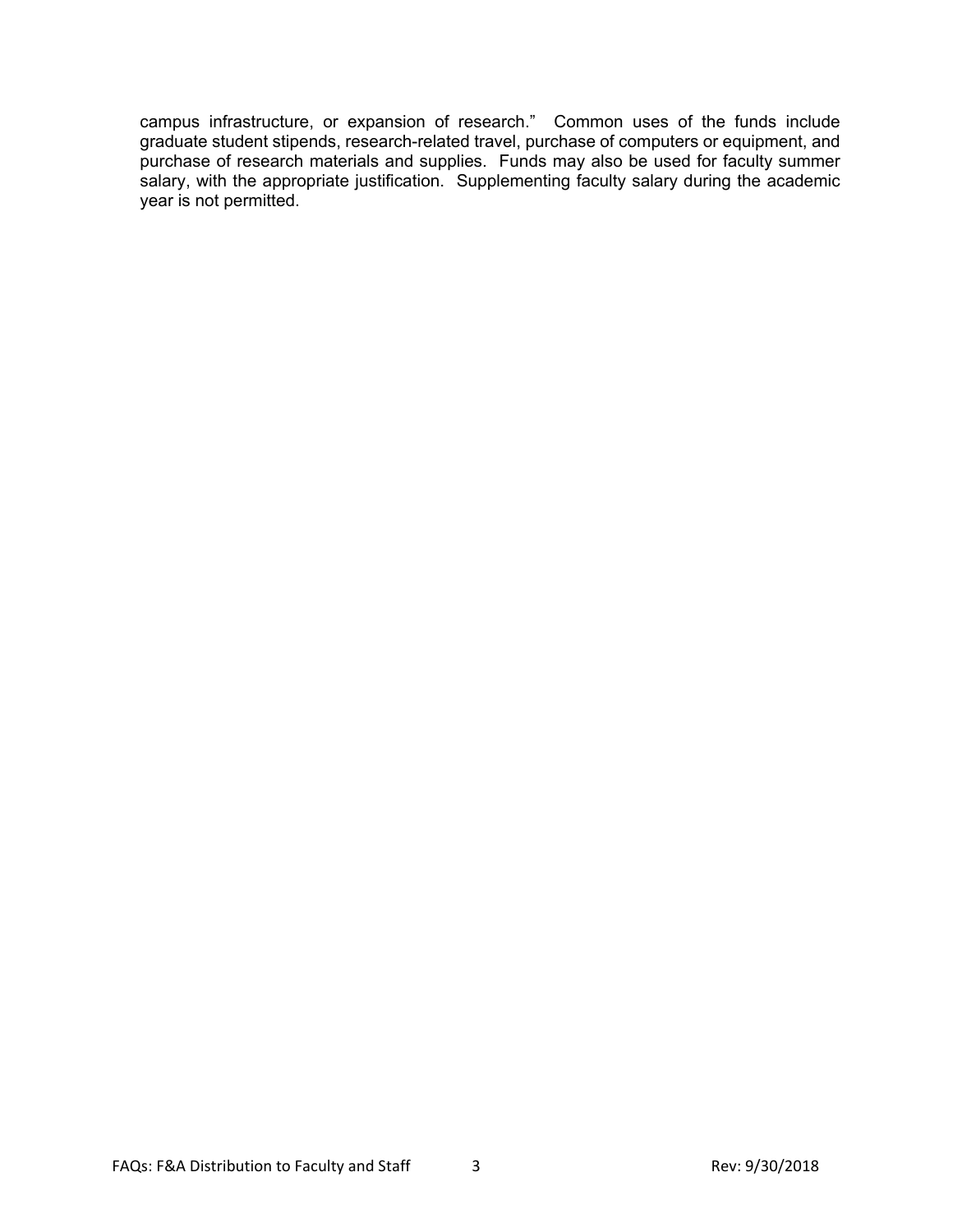campus infrastructure, or expansion of research." Common uses of the funds include graduate student stipends, research-related travel, purchase of computers or equipment, and purchase of research materials and supplies. Funds may also be used for faculty summer salary, with the appropriate justification. Supplementing faculty salary during the academic year is not permitted.